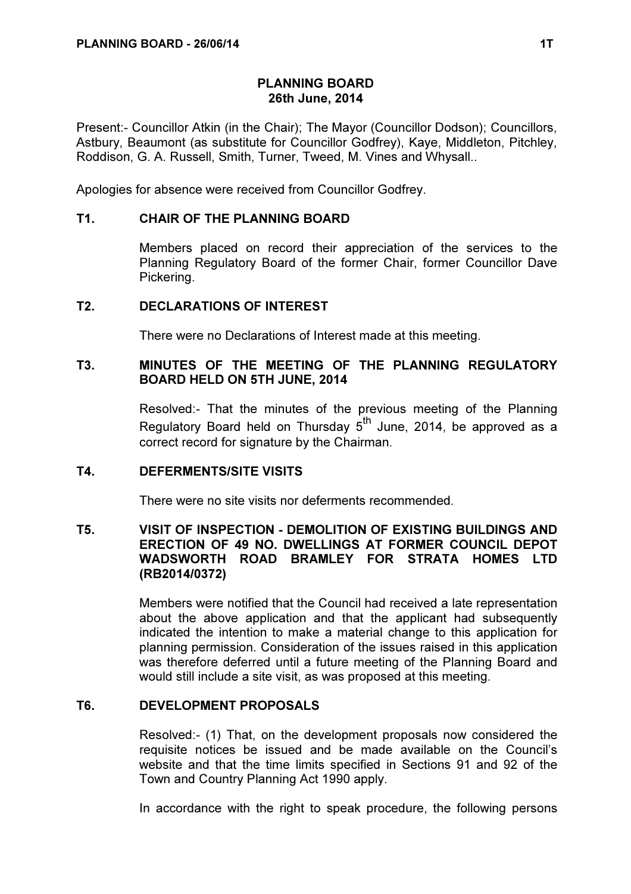# PLANNING BOARD
## 26th June, 2014

Present:- Councillor Atkin (in the Chair); The Mayor (Councillor Dodson); Councillors, Astbury, Beaumont (as substitute for Councillor Godfrey), Kaye, Middleton, Pitchley, Roddison, G. A. Russell, Smith, Turner, Tweed, M. Vines and Whysall..

Apologies for absence were received from Councillor Godfrey.

### T1. CHAIR OF THE PLANNING BOARD

Members placed on record their appreciation of the services to the Planning Regulatory Board of the former Chair, former Councillor Dave Pickering.

### T2. DECLARATIONS OF INTEREST

There were no Declarations of Interest made at this meeting.

### T3. MINUTES OF THE MEETING OF THE PLANNING REGULATORY BOARD HELD ON 5TH JUNE, 2014

Resolved:- That the minutes of the previous meeting of the Planning Regulatory Board held on Thursday 5th June, 2014, be approved as a correct record for signature by the Chairman.

### T4. DEFERMENTS/SITE VISITS

There were no site visits nor deferments recommended.

### T5. VISIT OF INSPECTION - DEMOLITION OF EXISTING BUILDINGS AND ERECTION OF 49 NO. DWELLINGS AT FORMER COUNCIL DEPOT WADSWORTH ROAD BRAMLEY FOR STRATA HOMES LTD (RB2014/0372)

Members were notified that the Council had received a late representation about the above application and that the applicant had subsequently indicated the intention to make a material change to this application for planning permission. Consideration of the issues raised in this application was therefore deferred until a future meeting of the Planning Board and would still include a site visit, as was proposed at this meeting.

### T6. DEVELOPMENT PROPOSALS

Resolved:- (1) That, on the development proposals now considered the requisite notices be issued and be made available on the Council's website and that the time limits specified in Sections 91 and 92 of the Town and Country Planning Act 1990 apply.

In accordance with the right to speak procedure, the following persons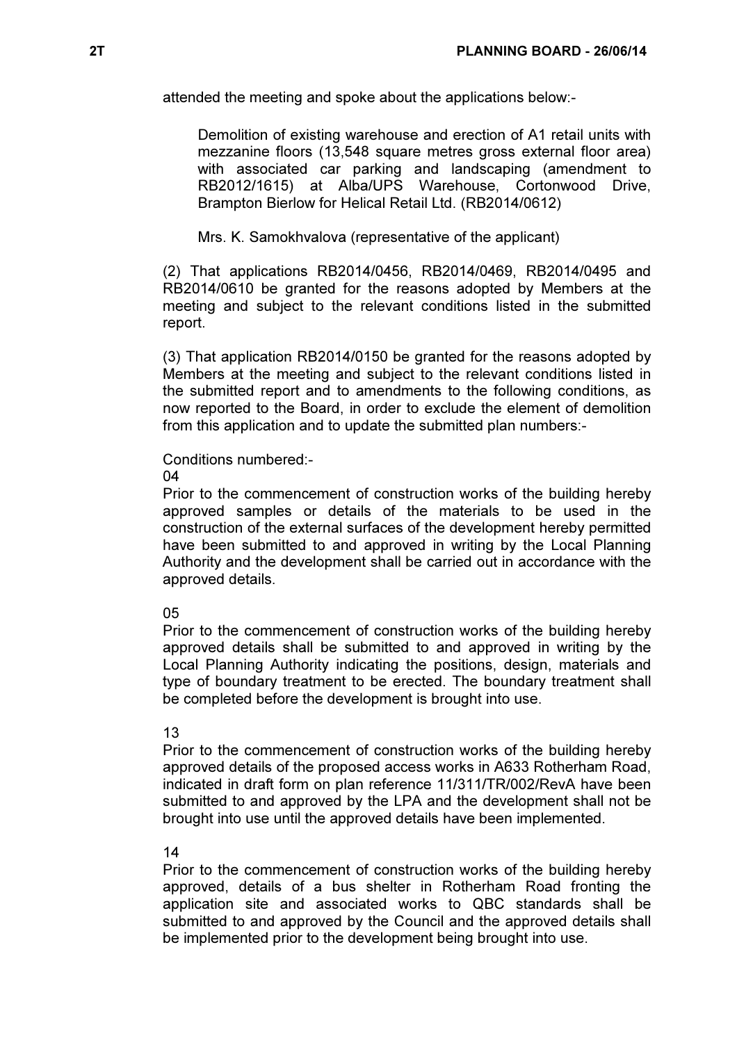attended the meeting and spoke about the applications below:-

> Demolition of existing warehouse and erection of A1 retail units with mezzanine floors (13,548 square metres gross external floor area) with associated car parking and landscaping (amendment to RB2012/1615) at Alba/UPS Warehouse, Cortonwood Drive, Brampton Bierlow for Helical Retail Ltd. (RB2014/0612)
>
> Mrs. K. Samokhvalova (representative of the applicant)

(2) That applications RB2014/0456, RB2014/0469, RB2014/0495 and RB2014/0610 be granted for the reasons adopted by Members at the meeting and subject to the relevant conditions listed in the submitted report.

(3) That application RB2014/0150 be granted for the reasons adopted by Members at the meeting and subject to the relevant conditions listed in the submitted report and to amendments to the following conditions, as now reported to the Board, in order to exclude the element of demolition from this application and to update the submitted plan numbers:-

Conditions numbered:-

04

Prior to the commencement of construction works of the building hereby approved samples or details of the materials to be used in the construction of the external surfaces of the development hereby permitted have been submitted to and approved in writing by the Local Planning Authority and the development shall be carried out in accordance with the approved details.

05

Prior to the commencement of construction works of the building hereby approved details shall be submitted to and approved in writing by the Local Planning Authority indicating the positions, design, materials and type of boundary treatment to be erected. The boundary treatment shall be completed before the development is brought into use.

13

Prior to the commencement of construction works of the building hereby approved details of the proposed access works in A633 Rotherham Road, indicated in draft form on plan reference 11/311/TR/002/RevA have been submitted to and approved by the LPA and the development shall not be brought into use until the approved details have been implemented.

14

Prior to the commencement of construction works of the building hereby approved, details of a bus shelter in Rotherham Road fronting the application site and associated works to QBC standards shall be submitted to and approved by the Council and the approved details shall be implemented prior to the development being brought into use.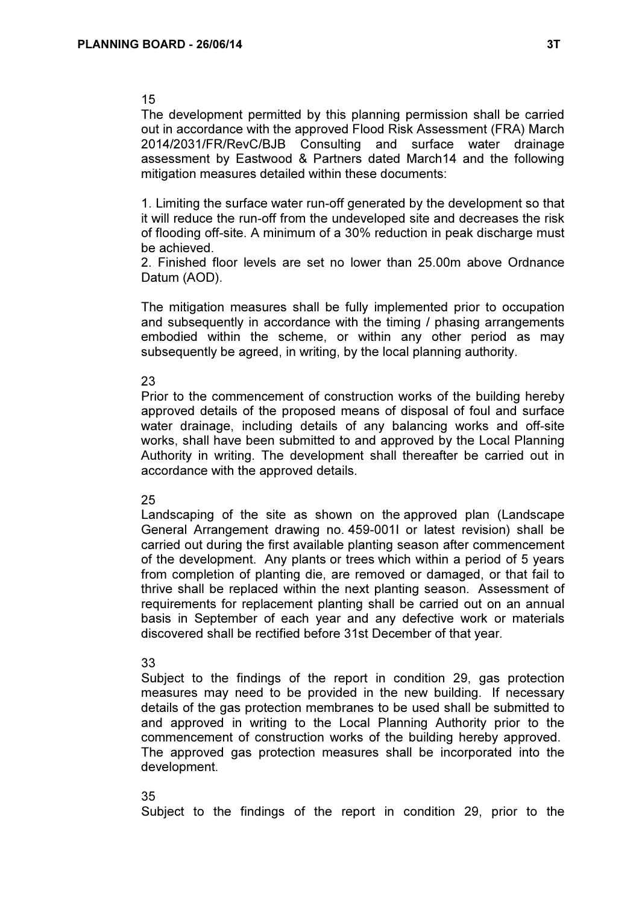15

The development permitted by this planning permission shall be carried out in accordance with the approved Flood Risk Assessment (FRA) March 2014/2031/FR/RevC/BJB Consulting and surface water drainage assessment by Eastwood & Partners dated March14 and the following mitigation measures detailed within these documents:

1. Limiting the surface water run-off generated by the development so that it will reduce the run-off from the undeveloped site and decreases the risk of flooding off-site. A minimum of a 30% reduction in peak discharge must be achieved.
2. Finished floor levels are set no lower than 25.00m above Ordnance Datum (AOD).

The mitigation measures shall be fully implemented prior to occupation and subsequently in accordance with the timing / phasing arrangements embodied within the scheme, or within any other period as may subsequently be agreed, in writing, by the local planning authority.

23

Prior to the commencement of construction works of the building hereby approved details of the proposed means of disposal of foul and surface water drainage, including details of any balancing works and off-site works, shall have been submitted to and approved by the Local Planning Authority in writing. The development shall thereafter be carried out in accordance with the approved details.

25

Landscaping of the site as shown on the approved plan (Landscape General Arrangement drawing no. 459-001I or latest revision) shall be carried out during the first available planting season after commencement of the development. Any plants or trees which within a period of 5 years from completion of planting die, are removed or damaged, or that fail to thrive shall be replaced within the next planting season. Assessment of requirements for replacement planting shall be carried out on an annual basis in September of each year and any defective work or materials discovered shall be rectified before 31st December of that year.

33

Subject to the findings of the report in condition 29, gas protection measures may need to be provided in the new building. If necessary details of the gas protection membranes to be used shall be submitted to and approved in writing to the Local Planning Authority prior to the commencement of construction works of the building hereby approved. The approved gas protection measures shall be incorporated into the development.

35

Subject to the findings of the report in condition 29, prior to the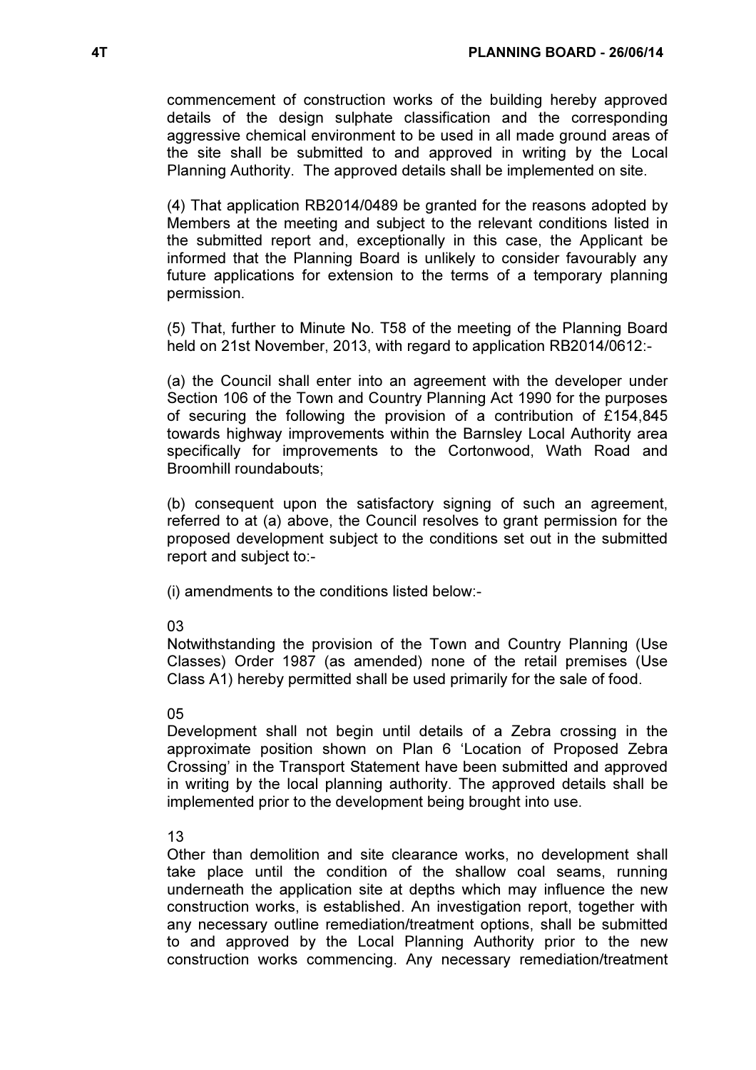commencement of construction works of the building hereby approved details of the design sulphate classification and the corresponding aggressive chemical environment to be used in all made ground areas of the site shall be submitted to and approved in writing by the Local Planning Authority. The approved details shall be implemented on site.

(4) That application RB2014/0489 be granted for the reasons adopted by Members at the meeting and subject to the relevant conditions listed in the submitted report and, exceptionally in this case, the Applicant be informed that the Planning Board is unlikely to consider favourably any future applications for extension to the terms of a temporary planning permission.

(5) That, further to Minute No. T58 of the meeting of the Planning Board held on 21st November, 2013, with regard to application RB2014/0612:-

(a) the Council shall enter into an agreement with the developer under Section 106 of the Town and Country Planning Act 1990 for the purposes of securing the following the provision of a contribution of £154,845 towards highway improvements within the Barnsley Local Authority area specifically for improvements to the Cortonwood, Wath Road and Broomhill roundabouts;

(b) consequent upon the satisfactory signing of such an agreement, referred to at (a) above, the Council resolves to grant permission for the proposed development subject to the conditions set out in the submitted report and subject to:-

(i) amendments to the conditions listed below:-

03
Notwithstanding the provision of the Town and Country Planning (Use Classes) Order 1987 (as amended) none of the retail premises (Use Class A1) hereby permitted shall be used primarily for the sale of food.

05
Development shall not begin until details of a Zebra crossing in the approximate position shown on Plan 6 'Location of Proposed Zebra Crossing' in the Transport Statement have been submitted and approved in writing by the local planning authority. The approved details shall be implemented prior to the development being brought into use.

13
Other than demolition and site clearance works, no development shall take place until the condition of the shallow coal seams, running underneath the application site at depths which may influence the new construction works, is established. An investigation report, together with any necessary outline remediation/treatment options, shall be submitted to and approved by the Local Planning Authority prior to the new construction works commencing. Any necessary remediation/treatment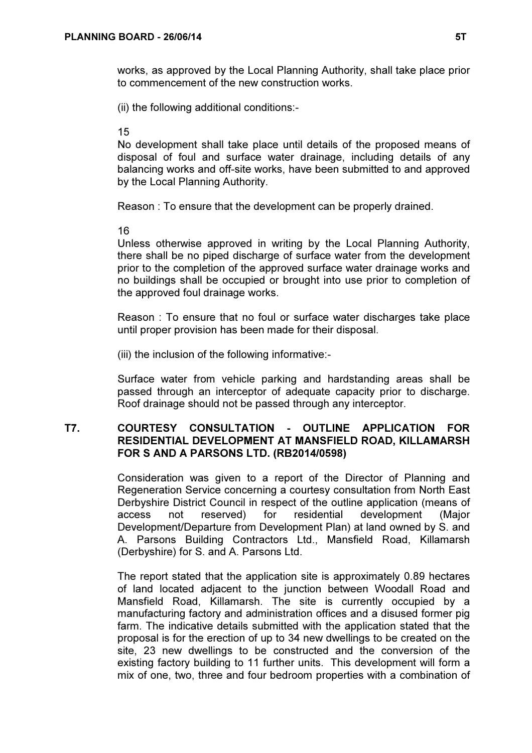works, as approved by the Local Planning Authority, shall take place prior to commencement of the new construction works.

(ii) the following additional conditions:-

15

No development shall take place until details of the proposed means of disposal of foul and surface water drainage, including details of any balancing works and off-site works, have been submitted to and approved by the Local Planning Authority.

Reason : To ensure that the development can be properly drained.

16

Unless otherwise approved in writing by the Local Planning Authority, there shall be no piped discharge of surface water from the development prior to the completion of the approved surface water drainage works and no buildings shall be occupied or brought into use prior to completion of the approved foul drainage works.

Reason : To ensure that no foul or surface water discharges take place until proper provision has been made for their disposal.

(iii) the inclusion of the following informative:-

Surface water from vehicle parking and hardstanding areas shall be passed through an interceptor of adequate capacity prior to discharge. Roof drainage should not be passed through any interceptor.

## T7. COURTESY CONSULTATION - OUTLINE APPLICATION FOR RESIDENTIAL DEVELOPMENT AT MANSFIELD ROAD, KILLAMARSH FOR S AND A PARSONS LTD. (RB2014/0598)

Consideration was given to a report of the Director of Planning and Regeneration Service concerning a courtesy consultation from North East Derbyshire District Council in respect of the outline application (means of access not reserved) for residential development (Major Development/Departure from Development Plan) at land owned by S. and A. Parsons Building Contractors Ltd., Mansfield Road, Killamarsh (Derbyshire) for S. and A. Parsons Ltd.

The report stated that the application site is approximately 0.89 hectares of land located adjacent to the junction between Woodall Road and Mansfield Road, Killamarsh. The site is currently occupied by a manufacturing factory and administration offices and a disused former pig farm. The indicative details submitted with the application stated that the proposal is for the erection of up to 34 new dwellings to be created on the site, 23 new dwellings to be constructed and the conversion of the existing factory building to 11 further units. This development will form a mix of one, two, three and four bedroom properties with a combination of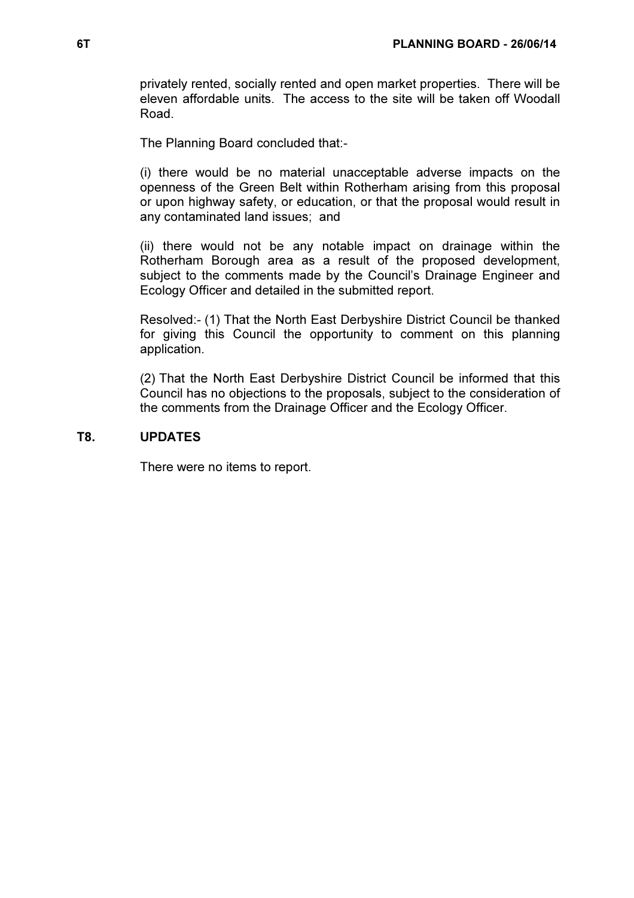privately rented, socially rented and open market properties. There will be eleven affordable units. The access to the site will be taken off Woodall Road.

The Planning Board concluded that:-

(i) there would be no material unacceptable adverse impacts on the openness of the Green Belt within Rotherham arising from this proposal or upon highway safety, or education, or that the proposal would result in any contaminated land issues; and

(ii) there would not be any notable impact on drainage within the Rotherham Borough area as a result of the proposed development, subject to the comments made by the Council's Drainage Engineer and Ecology Officer and detailed in the submitted report.

Resolved:- (1) That the North East Derbyshire District Council be thanked for giving this Council the opportunity to comment on this planning application.

(2) That the North East Derbyshire District Council be informed that this Council has no objections to the proposals, subject to the consideration of the comments from the Drainage Officer and the Ecology Officer.

## T8. UPDATES

There were no items to report.